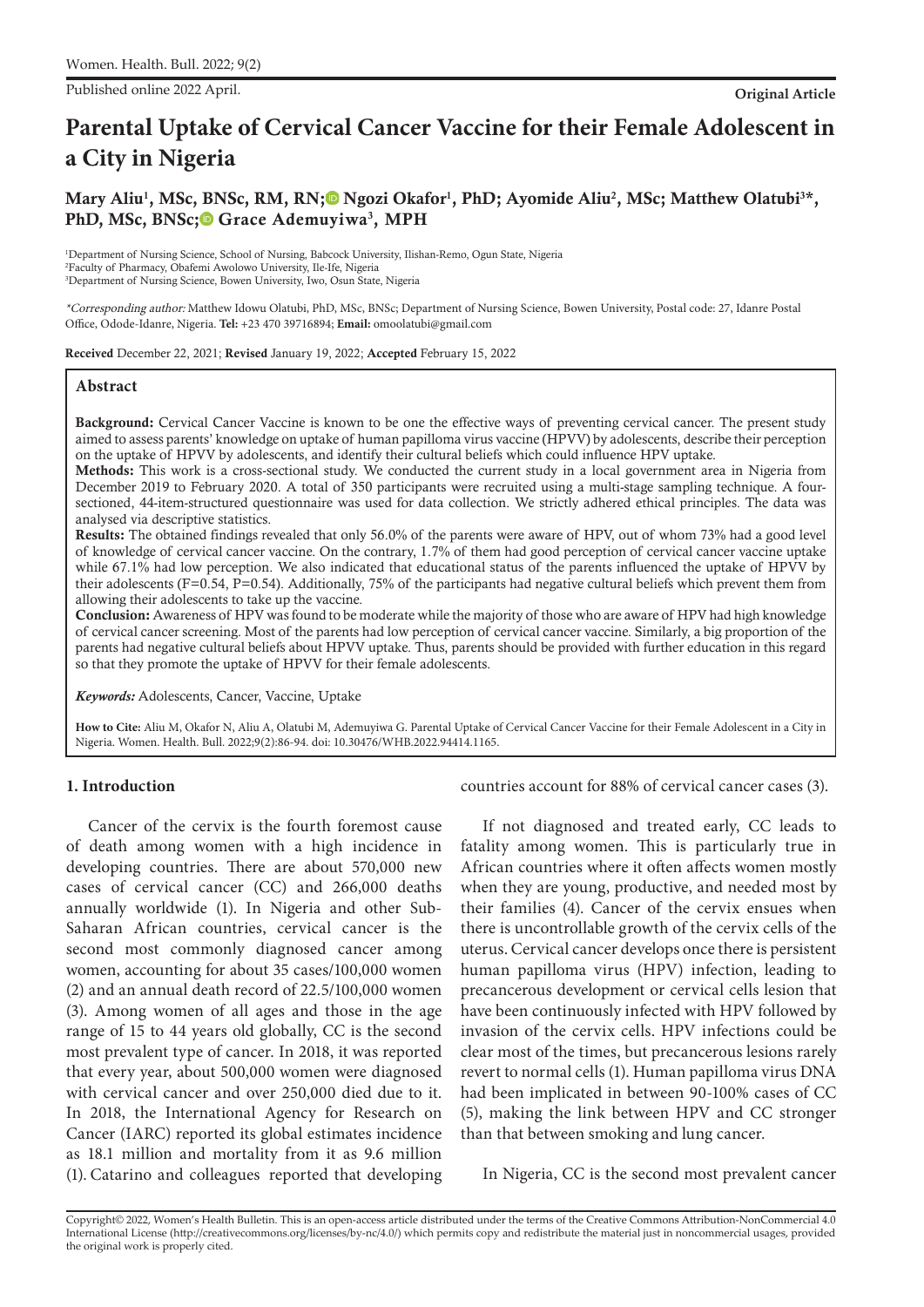Original Article

# Parental Uptake of Cervical Cancer Vaccine for their Female Adolescent in a City in Nigeria

**Mary Aliu[1], MSc, BNSc, RM, RN; Ngozi Okafor[1], PhD; Ayomide Aliu[2], MSc; Matthew Olatubi[3]*, PhD, MSc, BNSc; Grace Ademuyiwa[3], MPH**

[1]Department of Nursing Science, School of Nursing, Babcock University, Ilishan-Remo, Ogun State, Nigeria
[2]Faculty of Pharmacy, Obafemi Awolowo University, Ile-Ife, Nigeria
[3]Department of Nursing Science, Bowen University, Iwo, Osun State, Nigeria

*\*Corresponding author:* Matthew Idowu Olatubi, PhD, MSc, BNSc; Department of Nursing Science, Bowen University, Postal code: 27, Idanre Postal Office, Odode-Idanre, Nigeria. **Tel:** +23 470 39716894; **Email:** omoolatubi@gmail.com

**Received** December 22, 2021; **Revised** January 19, 2022; **Accepted** February 15, 2022

## Abstract

**Background:** Cervical Cancer Vaccine is known to be one the effective ways of preventing cervical cancer. The present study aimed to assess parents' knowledge on uptake of human papilloma virus vaccine (HPVV) by adolescents, describe their perception on the uptake of HPVV by adolescents, and identify their cultural beliefs which could influence HPV uptake.

**Methods:** This work is a cross-sectional study. We conducted the current study in a local government area in Nigeria from December 2019 to February 2020. A total of 350 participants were recruited using a multi-stage sampling technique. A four-sectioned, 44-item-structured questionnaire was used for data collection. We strictly adhered ethical principles. The data was analysed via descriptive statistics.

**Results:** The obtained findings revealed that only 56.0% of the parents were aware of HPV, out of whom 73% had a good level of knowledge of cervical cancer vaccine. On the contrary, 1.7% of them had good perception of cervical cancer vaccine uptake while 67.1% had low perception. We also indicated that educational status of the parents influenced the uptake of HPVV by their adolescents ($F=0.54$, $P=0.54$). Additionally, 75% of the participants had negative cultural beliefs which prevent them from allowing their adolescents to take up the vaccine.

**Conclusion:** Awareness of HPV was found to be moderate while the majority of those who are aware of HPV had high knowledge of cervical cancer screening. Most of the parents had low perception of cervical cancer vaccine. Similarly, a big proportion of the parents had negative cultural beliefs about HPVV uptake. Thus, parents should be provided with further education in this regard so that they promote the uptake of HPVV for their female adolescents.

***Keywords:*** Adolescents, Cancer, Vaccine, Uptake

**How to Cite:** Aliu M, Okafor N, Aliu A, Olatubi M, Ademuyiwa G. Parental Uptake of Cervical Cancer Vaccine for their Female Adolescent in a City in Nigeria. Women. Health. Bull. 2022;9(2):86-94. doi: 10.30476/WHB.2022.94414.1165.

## 1. Introduction

Cancer of the cervix is the fourth foremost cause of death among women with a high incidence in developing countries. There are about 570,000 new cases of cervical cancer (CC) and 266,000 deaths annually worldwide (1). In Nigeria and other Sub-Saharan African countries, cervical cancer is the second most commonly diagnosed cancer among women, accounting for about 35 cases/100,000 women (2) and an annual death record of 22.5/100,000 women (3). Among women of all ages and those in the age range of 15 to 44 years old globally, CC is the second most prevalent type of cancer. In 2018, it was reported that every year, about 500,000 women were diagnosed with cervical cancer and over 250,000 died due to it. In 2018, the International Agency for Research on Cancer (IARC) reported its global estimates incidence as 18.1 million and mortality from it as 9.6 million (1). Catarino and colleagues reported that developing countries account for 88% of cervical cancer cases (3).

If not diagnosed and treated early, CC leads to fatality among women. This is particularly true in African countries where it often affects women mostly when they are young, productive, and needed most by their families (4). Cancer of the cervix ensues when there is uncontrollable growth of the cervix cells of the uterus. Cervical cancer develops once there is persistent human papilloma virus (HPV) infection, leading to precancerous development or cervical cells lesion that have been continuously infected with HPV followed by invasion of the cervix cells. HPV infections could be clear most of the times, but precancerous lesions rarely revert to normal cells (1). Human papilloma virus DNA had been implicated in between 90-100% cases of CC (5), making the link between HPV and CC stronger than that between smoking and lung cancer.

In Nigeria, CC is the second most prevalent cancer

Copyright© 2022, Women's Health Bulletin. This is an open-access article distributed under the terms of the Creative Commons Attribution-NonCommercial 4.0 International License (http://creativecommons.org/licenses/by-nc/4.0/) which permits copy and redistribute the material just in noncommercial usages, provided the original work is properly cited.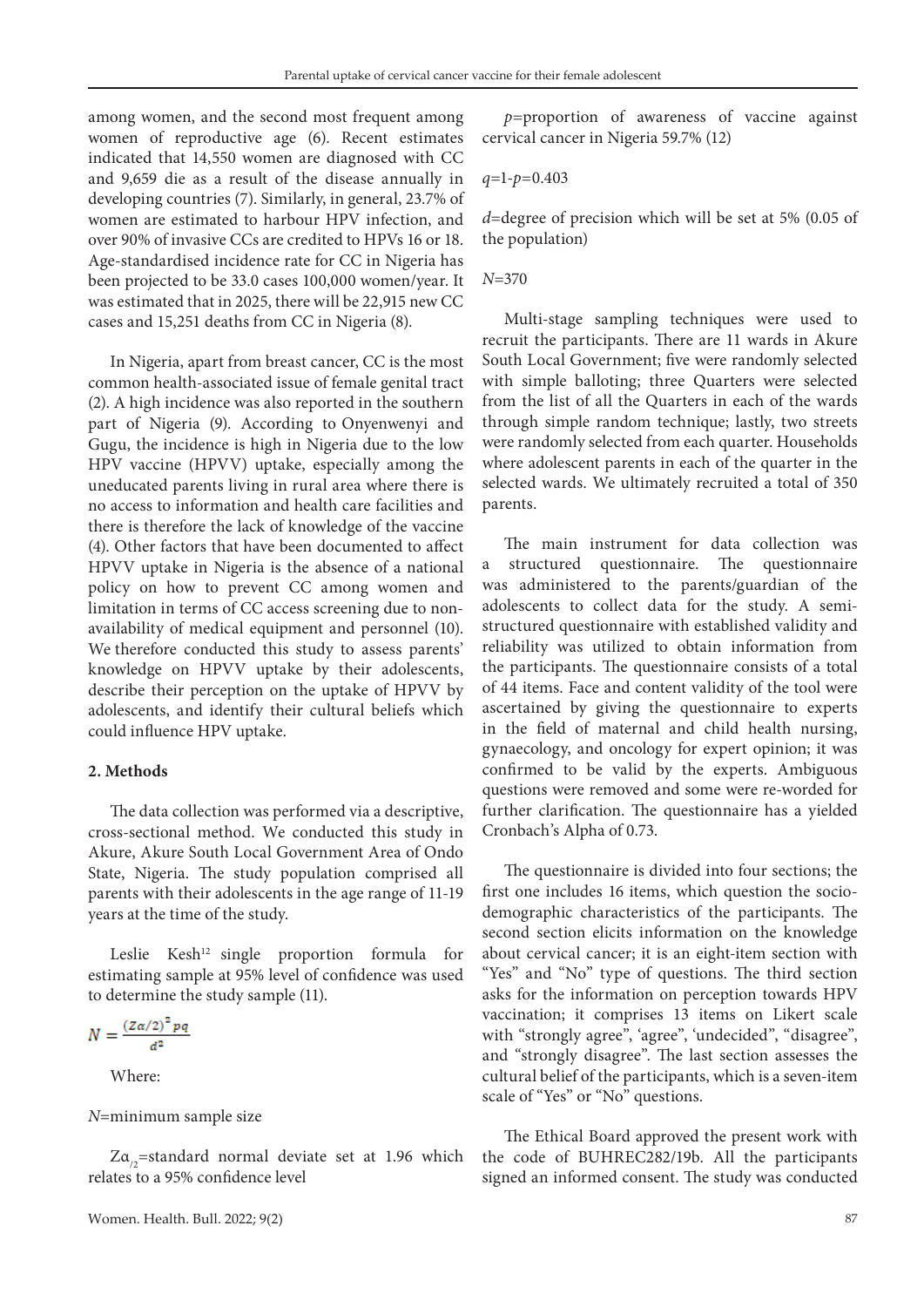among women, and the second most frequent among women of reproductive age (6). Recent estimates indicated that 14,550 women are diagnosed with CC and 9,659 die as a result of the disease annually in developing countries (7). Similarly, in general, 23.7% of women are estimated to harbour HPV infection, and over 90% of invasive CCs are credited to HPVs 16 or 18. Age-standardised incidence rate for CC in Nigeria has been projected to be 33.0 cases 100,000 women/year. It was estimated that in 2025, there will be 22,915 new CC cases and 15,251 deaths from CC in Nigeria (8).

In Nigeria, apart from breast cancer, CC is the most common health-associated issue of female genital tract (2). A high incidence was also reported in the southern part of Nigeria (9). According to Onyenwenyi and Gugu, the incidence is high in Nigeria due to the low HPV vaccine (HPVV) uptake, especially among the uneducated parents living in rural area where there is no access to information and health care facilities and there is therefore the lack of knowledge of the vaccine (4). Other factors that have been documented to affect HPVV uptake in Nigeria is the absence of a national policy on how to prevent CC among women and limitation in terms of CC access screening due to non-availability of medical equipment and personnel (10). We therefore conducted this study to assess parents' knowledge on HPVV uptake by their adolescents, describe their perception on the uptake of HPVV by adolescents, and identify their cultural beliefs which could influence HPV uptake.

## 2. Methods

The data collection was performed via a descriptive, cross-sectional method. We conducted this study in Akure, Akure South Local Government Area of Ondo State, Nigeria. The study population comprised all parents with their adolescents in the age range of 11-19 years at the time of the study.

Leslie Kesh[12] single proportion formula for estimating sample at 95% level of confidence was used to determine the study sample (11).

$$N = \frac{(Z\alpha/2)^2 pq}{d^2}$$

Where:

$N$=minimum sample size

$Z\alpha_{/2}$=standard normal deviate set at 1.96 which relates to a 95% confidence level

$p$=proportion of awareness of vaccine against cervical cancer in Nigeria 59.7% (12)

$q$=1-$p$=0.403

$d$=degree of precision which will be set at 5% (0.05 of the population)

$N$=370

Multi-stage sampling techniques were used to recruit the participants. There are 11 wards in Akure South Local Government; five were randomly selected with simple balloting; three Quarters were selected from the list of all the Quarters in each of the wards through simple random technique; lastly, two streets were randomly selected from each quarter. Households where adolescent parents in each of the quarter in the selected wards. We ultimately recruited a total of 350 parents.

The main instrument for data collection was a structured questionnaire. The questionnaire was administered to the parents/guardian of the adolescents to collect data for the study. A semi-structured questionnaire with established validity and reliability was utilized to obtain information from the participants. The questionnaire consists of a total of 44 items. Face and content validity of the tool were ascertained by giving the questionnaire to experts in the field of maternal and child health nursing, gynaecology, and oncology for expert opinion; it was confirmed to be valid by the experts. Ambiguous questions were removed and some were re-worded for further clarification. The questionnaire has a yielded Cronbach's Alpha of 0.73.

The questionnaire is divided into four sections; the first one includes 16 items, which question the socio-demographic characteristics of the participants. The second section elicits information on the knowledge about cervical cancer; it is an eight-item section with "Yes" and "No" type of questions. The third section asks for the information on perception towards HPV vaccination; it comprises 13 items on Likert scale with "strongly agree", 'agree", "undecided", "disagree", and "strongly disagree". The last section assesses the cultural belief of the participants, which is a seven-item scale of "Yes" or "No" questions.

The Ethical Board approved the present work with the code of BUHREC282/19b. All the participants signed an informed consent. The study was conducted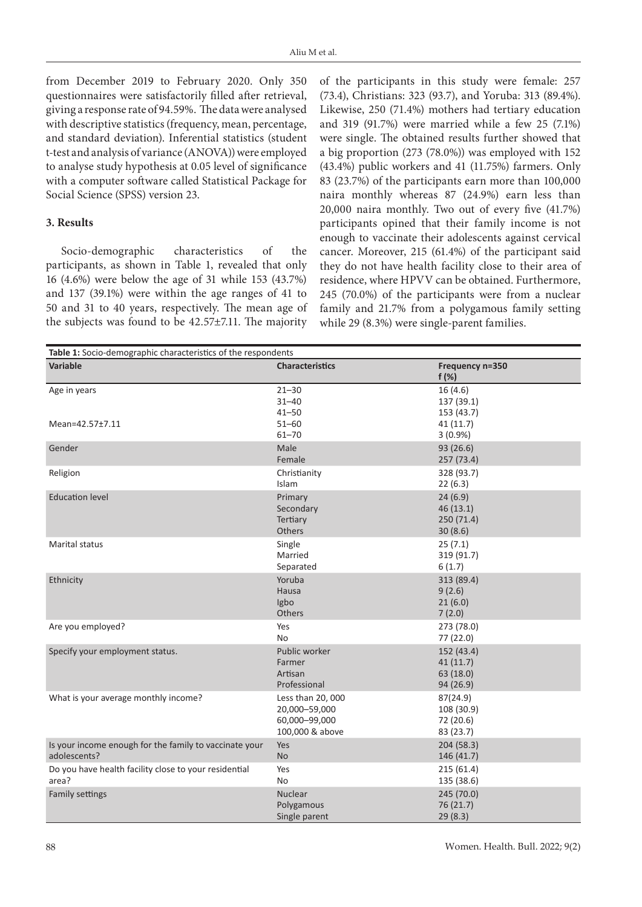from December 2019 to February 2020. Only 350 questionnaires were satisfactorily filled after retrieval, giving a response rate of 94.59%. The data were analysed with descriptive statistics (frequency, mean, percentage, and standard deviation). Inferential statistics (student t-test and analysis of variance (ANOVA)) were employed to analyse study hypothesis at 0.05 level of significance with a computer software called Statistical Package for Social Science (SPSS) version 23.

### 3. Results

Socio-demographic characteristics of the participants, as shown in Table 1, revealed that only 16 (4.6%) were below the age of 31 while 153 (43.7%) and 137 (39.1%) were within the age ranges of 41 to 50 and 31 to 40 years, respectively. The mean age of the subjects was found to be 42.57±7.11. The majority of the participants in this study were female: 257 (73.4), Christians: 323 (93.7), and Yoruba: 313 (89.4%). Likewise, 250 (71.4%) mothers had tertiary education and 319 (91.7%) were married while a few 25 (7.1%) were single. The obtained results further showed that a big proportion (273 (78.0%)) was employed with 152 (43.4%) public workers and 41 (11.75%) farmers. Only 83 (23.7%) of the participants earn more than 100,000 naira monthly whereas 87 (24.9%) earn less than 20,000 naira monthly. Two out of every five (41.7%) participants opined that their family income is not enough to vaccinate their adolescents against cervical cancer. Moreover, 215 (61.4%) of the participant said they do not have health facility close to their area of residence, where HPVV can be obtained. Furthermore, 245 (70.0%) of the participants were from a nuclear family and 21.7% from a polygamous family setting while 29 (8.3%) were single-parent families.

**Table 1:** Socio-demographic characteristics of the respondents

| Variable | Characteristics | Frequency n=350 f (%) |
|---|---|---|
| Age in years | 21–30 | 16 (4.6) |
| | 31–40 | 137 (39.1) |
| | 41–50 | 153 (43.7) |
| Mean=42.57±7.11 | 51–60 | 41 (11.7) |
| | 61–70 | 3 (0.9%) |
| Gender | Male | 93 (26.6) |
| | Female | 257 (73.4) |
| Religion | Christianity | 328 (93.7) |
| | Islam | 22 (6.3) |
| Education level | Primary | 24 (6.9) |
| | Secondary | 46 (13.1) |
| | Tertiary | 250 (71.4) |
| | Others | 30 (8.6) |
| Marital status | Single | 25 (7.1) |
| | Married | 319 (91.7) |
| | Separated | 6 (1.7) |
| Ethnicity | Yoruba | 313 (89.4) |
| | Hausa | 9 (2.6) |
| | Igbo | 21 (6.0) |
| | Others | 7 (2.0) |
| Are you employed? | Yes | 273 (78.0) |
| | No | 77 (22.0) |
| Specify your employment status. | Public worker | 152 (43.4) |
| | Farmer | 41 (11.7) |
| | Artisan | 63 (18.0) |
| | Professional | 94 (26.9) |
| What is your average monthly income? | Less than 20, 000 | 87(24.9) |
| | 20,000–59,000 | 108 (30.9) |
| | 60,000–99,000 | 72 (20.6) |
| | 100,000 & above | 83 (23.7) |
| Is your income enough for the family to vaccinate your adolescents? | Yes | 204 (58.3) |
| | No | 146 (41.7) |
| Do you have health facility close to your residential area? | Yes | 215 (61.4) |
| | No | 135 (38.6) |
| Family settings | Nuclear | 245 (70.0) |
| | Polygamous | 76 (21.7) |
| | Single parent | 29 (8.3) |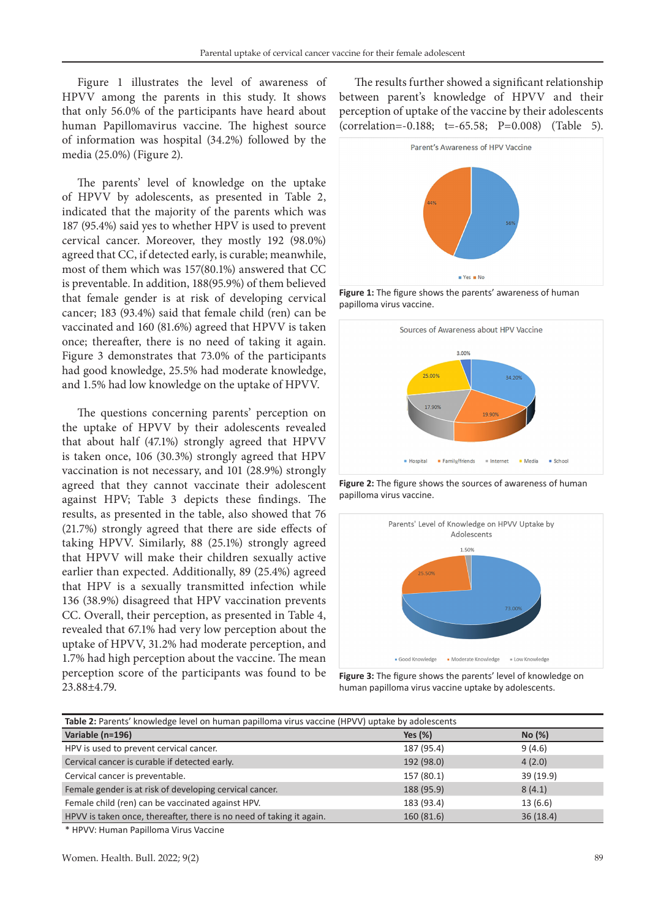Figure 1 illustrates the level of awareness of HPVV among the parents in this study. It shows that only 56.0% of the participants have heard about human Papillomavirus vaccine. The highest source of information was hospital (34.2%) followed by the media (25.0%) (Figure 2).

The parents' level of knowledge on the uptake of HPVV by adolescents, as presented in Table 2, indicated that the majority of the parents which was 187 (95.4%) said yes to whether HPV is used to prevent cervical cancer. Moreover, they mostly 192 (98.0%) agreed that CC, if detected early, is curable; meanwhile, most of them which was 157(80.1%) answered that CC is preventable. In addition, 188(95.9%) of them believed that female gender is at risk of developing cervical cancer; 183 (93.4%) said that female child (ren) can be vaccinated and 160 (81.6%) agreed that HPVV is taken once; thereafter, there is no need of taking it again. Figure 3 demonstrates that 73.0% of the participants had good knowledge, 25.5% had moderate knowledge, and 1.5% had low knowledge on the uptake of HPVV.

The questions concerning parents' perception on the uptake of HPVV by their adolescents revealed that about half (47.1%) strongly agreed that HPVV is taken once, 106 (30.3%) strongly agreed that HPV vaccination is not necessary, and 101 (28.9%) strongly agreed that they cannot vaccinate their adolescent against HPV; Table 3 depicts these findings. The results, as presented in the table, also showed that 76 (21.7%) strongly agreed that there are side effects of taking HPVV. Similarly, 88 (25.1%) strongly agreed that HPVV will make their children sexually active earlier than expected. Additionally, 89 (25.4%) agreed that HPV is a sexually transmitted infection while 136 (38.9%) disagreed that HPV vaccination prevents CC. Overall, their perception, as presented in Table 4, revealed that 67.1% had very low perception about the uptake of HPVV, 31.2% had moderate perception, and 1.7% had high perception about the vaccine. The mean perception score of the participants was found to be 23.88±4.79.

The results further showed a significant relationship between parent's knowledge of HPVV and their perception of uptake of the vaccine by their adolescents (correlation=-0.188; t=-65.58; P=0.008) (Table 5).

**Figure 1:** The figure shows the parents' awareness of human papilloma virus vaccine.

**Figure 2:** The figure shows the sources of awareness of human papilloma virus vaccine.

**Figure 3:** The figure shows the parents' level of knowledge on human papilloma virus vaccine uptake by adolescents.

**Table 2:** Parents' knowledge level on human papilloma virus vaccine (HPVV) uptake by adolescents

| Variable (n=196) | Yes (%) | No (%) |
|---|---|---|
| HPV is used to prevent cervical cancer. | 187 (95.4) | 9 (4.6) |
| Cervical cancer is curable if detected early. | 192 (98.0) | 4 (2.0) |
| Cervical cancer is preventable. | 157 (80.1) | 39 (19.9) |
| Female gender is at risk of developing cervical cancer. | 188 (95.9) | 8 (4.1) |
| Female child (ren) can be vaccinated against HPV. | 183 (93.4) | 13 (6.6) |
| HPVV is taken once, thereafter, there is no need of taking it again. | 160 (81.6) | 36 (18.4) |

* HPVV: Human Papilloma Virus Vaccine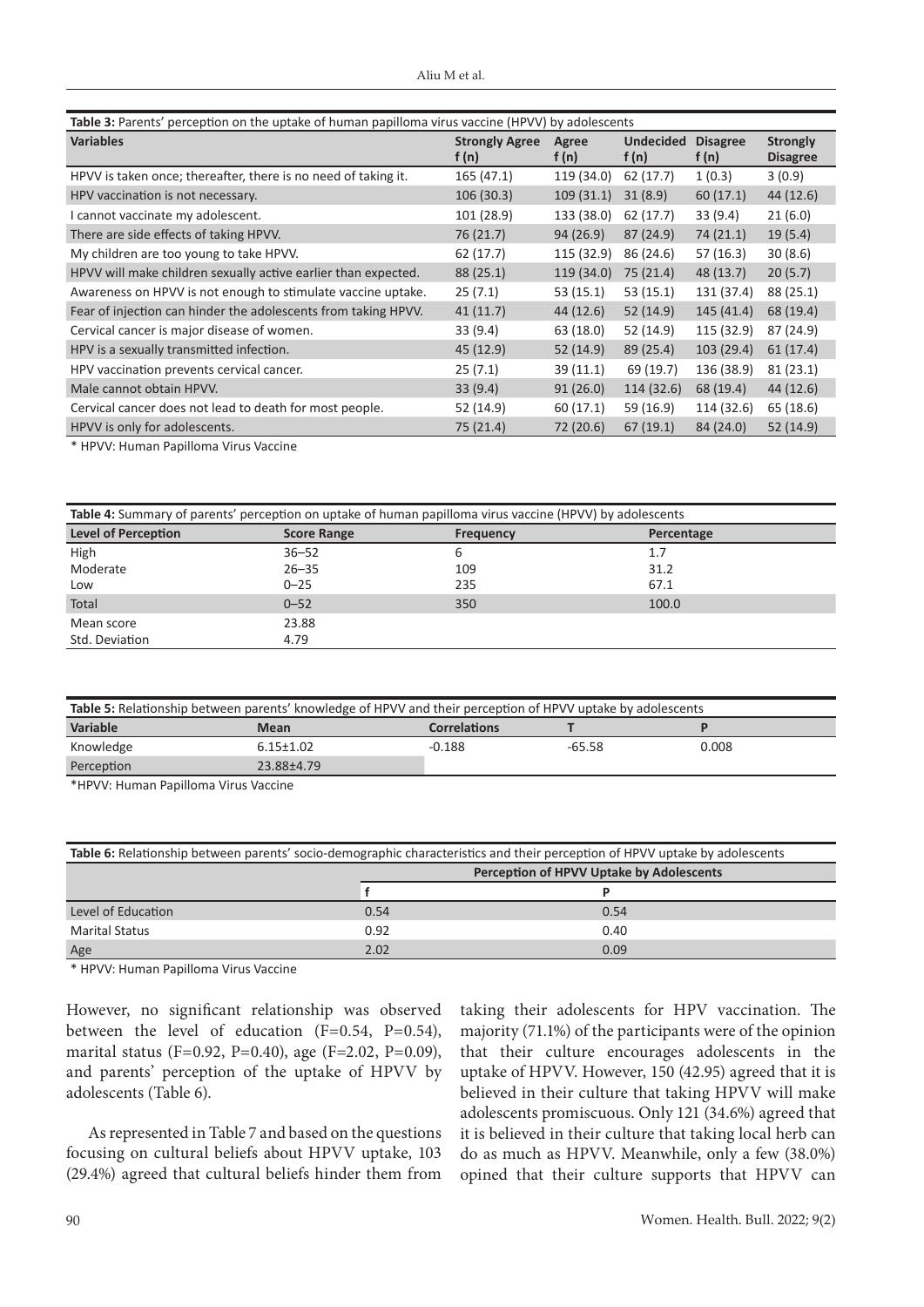**Table 3:** Parents' perception on the uptake of human papilloma virus vaccine (HPVV) by adolescents

| Variables | Strongly Agree f (n) | Agree f (n) | Undecided f (n) | Disagree f (n) | Strongly Disagree |
|---|---|---|---|---|---|
| HPVV is taken once; thereafter, there is no need of taking it. | 165 (47.1) | 119 (34.0) | 62 (17.7) | 1 (0.3) | 3 (0.9) |
| HPV vaccination is not necessary. | 106 (30.3) | 109 (31.1) | 31 (8.9) | 60 (17.1) | 44 (12.6) |
| I cannot vaccinate my adolescent. | 101 (28.9) | 133 (38.0) | 62 (17.7) | 33 (9.4) | 21 (6.0) |
| There are side effects of taking HPVV. | 76 (21.7) | 94 (26.9) | 87 (24.9) | 74 (21.1) | 19 (5.4) |
| My children are too young to take HPVV. | 62 (17.7) | 115 (32.9) | 86 (24.6) | 57 (16.3) | 30 (8.6) |
| HPVV will make children sexually active earlier than expected. | 88 (25.1) | 119 (34.0) | 75 (21.4) | 48 (13.7) | 20 (5.7) |
| Awareness on HPVV is not enough to stimulate vaccine uptake. | 25 (7.1) | 53 (15.1) | 53 (15.1) | 131 (37.4) | 88 (25.1) |
| Fear of injection can hinder the adolescents from taking HPVV. | 41 (11.7) | 44 (12.6) | 52 (14.9) | 145 (41.4) | 68 (19.4) |
| Cervical cancer is major disease of women. | 33 (9.4) | 63 (18.0) | 52 (14.9) | 115 (32.9) | 87 (24.9) |
| HPV is a sexually transmitted infection. | 45 (12.9) | 52 (14.9) | 89 (25.4) | 103 (29.4) | 61 (17.4) |
| HPV vaccination prevents cervical cancer. | 25 (7.1) | 39 (11.1) | 69 (19.7) | 136 (38.9) | 81 (23.1) |
| Male cannot obtain HPVV. | 33 (9.4) | 91 (26.0) | 114 (32.6) | 68 (19.4) | 44 (12.6) |
| Cervical cancer does not lead to death for most people. | 52 (14.9) | 60 (17.1) | 59 (16.9) | 114 (32.6) | 65 (18.6) |
| HPVV is only for adolescents. | 75 (21.4) | 72 (20.6) | 67 (19.1) | 84 (24.0) | 52 (14.9) |

* HPVV: Human Papilloma Virus Vaccine

**Table 4:** Summary of parents' perception on uptake of human papilloma virus vaccine (HPVV) by adolescents

| Level of Perception | Score Range | Frequency | Percentage |
|---|---|---|---|
| High | 36–52 | 6 | 1.7 |
| Moderate | 26–35 | 109 | 31.2 |
| Low | 0–25 | 235 | 67.1 |
| Total | 0–52 | 350 | 100.0 |
| Mean score | 23.88 | | |
| Std. Deviation | 4.79 | | |

**Table 5:** Relationship between parents' knowledge of HPVV and their perception of HPVV uptake by adolescents

| Variable | Mean | Correlations | T | P |
|---|---|---|---|---|
| Knowledge | 6.15±1.02 | -0.188 | -65.58 | 0.008 |
| Perception | 23.88±4.79 | | | |

*HPVV: Human Papilloma Virus Vaccine

**Table 6:** Relationship between parents' socio-demographic characteristics and their perception of HPVV uptake by adolescents

| | Perception of HPVV Uptake by Adolescents | |
|---|---|---|
| | f | P |
| Level of Education | 0.54 | 0.54 |
| Marital Status | 0.92 | 0.40 |
| Age | 2.02 | 0.09 |

* HPVV: Human Papilloma Virus Vaccine

However, no significant relationship was observed between the level of education (F=0.54, P=0.54), marital status (F=0.92, P=0.40), age (F=2.02, P=0.09), and parents' perception of the uptake of HPVV by adolescents (Table 6).

As represented in Table 7 and based on the questions focusing on cultural beliefs about HPVV uptake, 103 (29.4%) agreed that cultural beliefs hinder them from taking their adolescents for HPV vaccination. The majority (71.1%) of the participants were of the opinion that their culture encourages adolescents in the uptake of HPVV. However, 150 (42.95) agreed that it is believed in their culture that taking HPVV will make adolescents promiscuous. Only 121 (34.6%) agreed that it is believed in their culture that taking local herb can do as much as HPVV. Meanwhile, only a few (38.0%) opined that their culture supports that HPVV can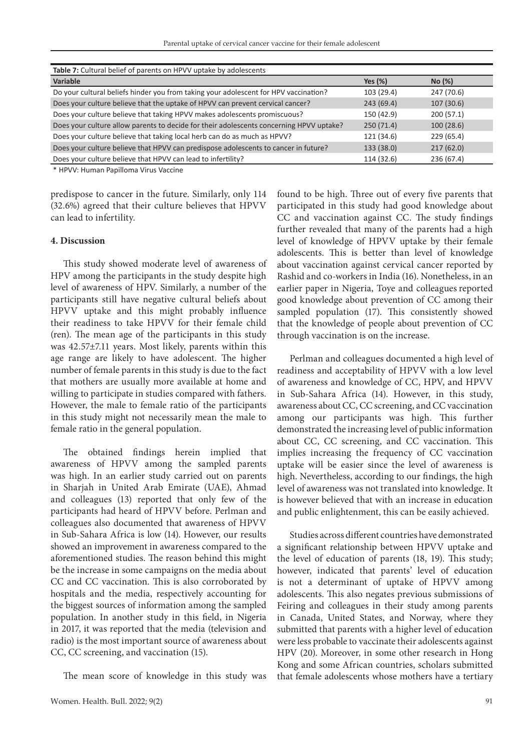**Table 7:** Cultural belief of parents on HPVV uptake by adolescents

| Variable | Yes (%) | No (%) |
|---|---|---|
| Do your cultural beliefs hinder you from taking your adolescent for HPV vaccination? | 103 (29.4) | 247 (70.6) |
| Does your culture believe that the uptake of HPVV can prevent cervical cancer? | 243 (69.4) | 107 (30.6) |
| Does your culture believe that taking HPVV makes adolescents promiscuous? | 150 (42.9) | 200 (57.1) |
| Does your culture allow parents to decide for their adolescents concerning HPVV uptake? | 250 (71.4) | 100 (28.6) |
| Does your culture believe that taking local herb can do as much as HPVV? | 121 (34.6) | 229 (65.4) |
| Does your culture believe that HPVV can predispose adolescents to cancer in future? | 133 (38.0) | 217 (62.0) |
| Does your culture believe that HPVV can lead to infertility? | 114 (32.6) | 236 (67.4) |

\* HPVV: Human Papilloma Virus Vaccine

predispose to cancer in the future. Similarly, only 114 (32.6%) agreed that their culture believes that HPVV can lead to infertility.

## 4. Discussion

This study showed moderate level of awareness of HPV among the participants in the study despite high level of awareness of HPV. Similarly, a number of the participants still have negative cultural beliefs about HPVV uptake and this might probably influence their readiness to take HPVV for their female child (ren). The mean age of the participants in this study was 42.57±7.11 years. Most likely, parents within this age range are likely to have adolescent. The higher number of female parents in this study is due to the fact that mothers are usually more available at home and willing to participate in studies compared with fathers. However, the male to female ratio of the participants in this study might not necessarily mean the male to female ratio in the general population.

The obtained findings herein implied that awareness of HPVV among the sampled parents was high. In an earlier study carried out on parents in Sharjah in United Arab Emirate (UAE), Ahmad and colleagues (13) reported that only few of the participants had heard of HPVV before. Perlman and colleagues also documented that awareness of HPVV in Sub-Sahara Africa is low (14). However, our results showed an improvement in awareness compared to the aforementioned studies. The reason behind this might be the increase in some campaigns on the media about CC and CC vaccination. This is also corroborated by hospitals and the media, respectively accounting for the biggest sources of information among the sampled population. In another study in this field, in Nigeria in 2017, it was reported that the media (television and radio) is the most important source of awareness about CC, CC screening, and vaccination (15).

The mean score of knowledge in this study was found to be high. Three out of every five parents that participated in this study had good knowledge about CC and vaccination against CC. The study findings further revealed that many of the parents had a high level of knowledge of HPVV uptake by their female adolescents. This is better than level of knowledge about vaccination against cervical cancer reported by Rashid and co-workers in India (16). Nonetheless, in an earlier paper in Nigeria, Toye and colleagues reported good knowledge about prevention of CC among their sampled population (17). This consistently showed that the knowledge of people about prevention of CC through vaccination is on the increase.

Perlman and colleagues documented a high level of readiness and acceptability of HPVV with a low level of awareness and knowledge of CC, HPV, and HPVV in Sub-Sahara Africa (14). However, in this study, awareness about CC, CC screening, and CC vaccination among our participants was high. This further demonstrated the increasing level of public information about CC, CC screening, and CC vaccination. This implies increasing the frequency of CC vaccination uptake will be easier since the level of awareness is high. Nevertheless, according to our findings, the high level of awareness was not translated into knowledge. It is however believed that with an increase in education and public enlightenment, this can be easily achieved.

Studies across different countries have demonstrated a significant relationship between HPVV uptake and the level of education of parents (18, 19). This study; however, indicated that parents' level of education is not a determinant of uptake of HPVV among adolescents. This also negates previous submissions of Feiring and colleagues in their study among parents in Canada, United States, and Norway, where they submitted that parents with a higher level of education were less probable to vaccinate their adolescents against HPV (20). Moreover, in some other research in Hong Kong and some African countries, scholars submitted that female adolescents whose mothers have a tertiary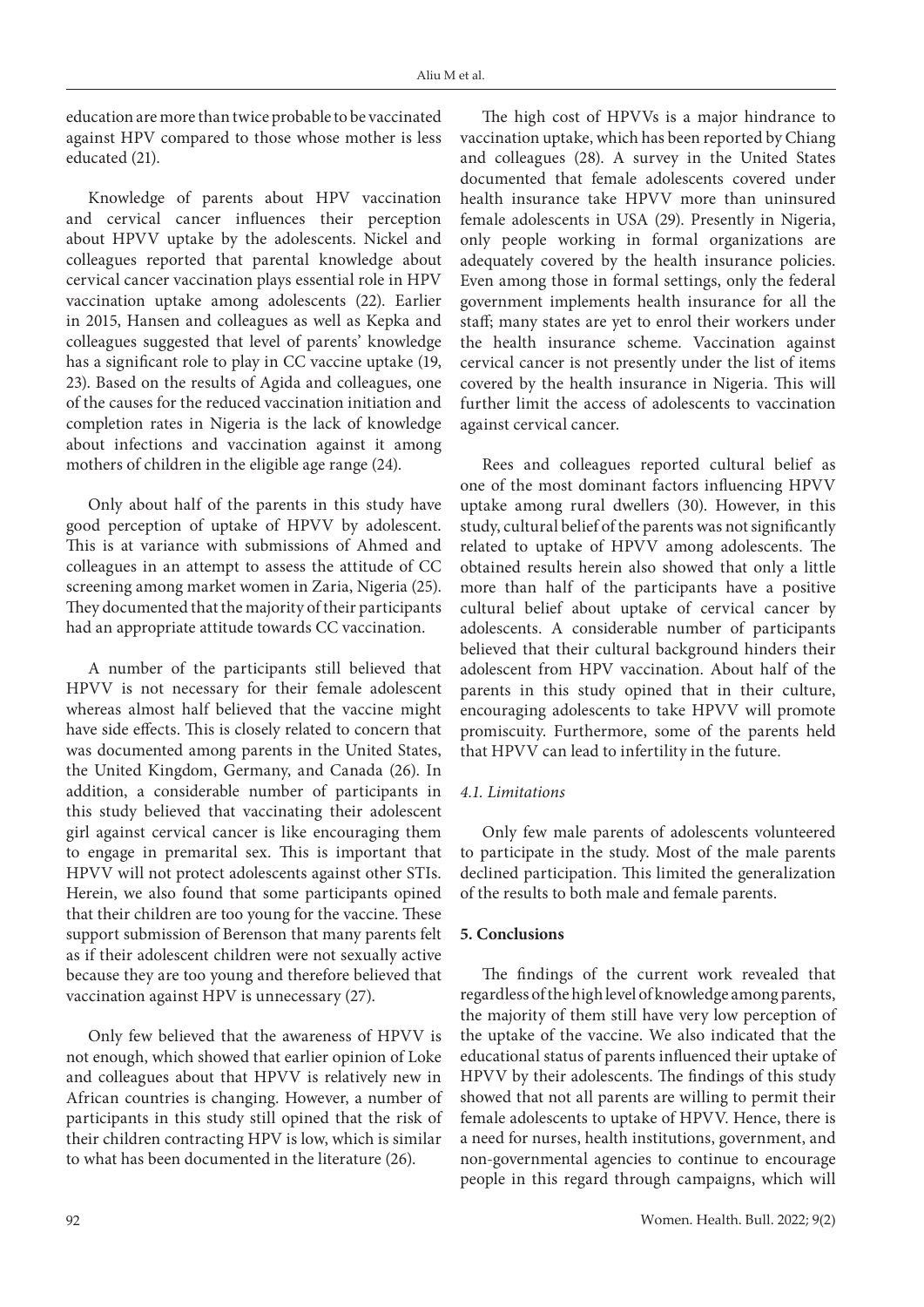education are more than twice probable to be vaccinated against HPV compared to those whose mother is less educated (21).

Knowledge of parents about HPV vaccination and cervical cancer influences their perception about HPVV uptake by the adolescents. Nickel and colleagues reported that parental knowledge about cervical cancer vaccination plays essential role in HPV vaccination uptake among adolescents (22). Earlier in 2015, Hansen and colleagues as well as Kepka and colleagues suggested that level of parents' knowledge has a significant role to play in CC vaccine uptake (19, 23). Based on the results of Agida and colleagues, one of the causes for the reduced vaccination initiation and completion rates in Nigeria is the lack of knowledge about infections and vaccination against it among mothers of children in the eligible age range (24).

Only about half of the parents in this study have good perception of uptake of HPVV by adolescent. This is at variance with submissions of Ahmed and colleagues in an attempt to assess the attitude of CC screening among market women in Zaria, Nigeria (25). They documented that the majority of their participants had an appropriate attitude towards CC vaccination.

A number of the participants still believed that HPVV is not necessary for their female adolescent whereas almost half believed that the vaccine might have side effects. This is closely related to concern that was documented among parents in the United States, the United Kingdom, Germany, and Canada (26). In addition, a considerable number of participants in this study believed that vaccinating their adolescent girl against cervical cancer is like encouraging them to engage in premarital sex. This is important that HPVV will not protect adolescents against other STIs. Herein, we also found that some participants opined that their children are too young for the vaccine. These support submission of Berenson that many parents felt as if their adolescent children were not sexually active because they are too young and therefore believed that vaccination against HPV is unnecessary (27).

Only few believed that the awareness of HPVV is not enough, which showed that earlier opinion of Loke and colleagues about that HPVV is relatively new in African countries is changing. However, a number of participants in this study still opined that the risk of their children contracting HPV is low, which is similar to what has been documented in the literature (26).

The high cost of HPVVs is a major hindrance to vaccination uptake, which has been reported by Chiang and colleagues (28). A survey in the United States documented that female adolescents covered under health insurance take HPVV more than uninsured female adolescents in USA (29). Presently in Nigeria, only people working in formal organizations are adequately covered by the health insurance policies. Even among those in formal settings, only the federal government implements health insurance for all the staff; many states are yet to enrol their workers under the health insurance scheme. Vaccination against cervical cancer is not presently under the list of items covered by the health insurance in Nigeria. This will further limit the access of adolescents to vaccination against cervical cancer.

Rees and colleagues reported cultural belief as one of the most dominant factors influencing HPVV uptake among rural dwellers (30). However, in this study, cultural belief of the parents was not significantly related to uptake of HPVV among adolescents. The obtained results herein also showed that only a little more than half of the participants have a positive cultural belief about uptake of cervical cancer by adolescents. A considerable number of participants believed that their cultural background hinders their adolescent from HPV vaccination. About half of the parents in this study opined that in their culture, encouraging adolescents to take HPVV will promote promiscuity. Furthermore, some of the parents held that HPVV can lead to infertility in the future.

### *4.1. Limitations*

Only few male parents of adolescents volunteered to participate in the study. Most of the male parents declined participation. This limited the generalization of the results to both male and female parents.

## **5. Conclusions**

The findings of the current work revealed that regardless of the high level of knowledge among parents, the majority of them still have very low perception of the uptake of the vaccine. We also indicated that the educational status of parents influenced their uptake of HPVV by their adolescents. The findings of this study showed that not all parents are willing to permit their female adolescents to uptake of HPVV. Hence, there is a need for nurses, health institutions, government, and non-governmental agencies to continue to encourage people in this regard through campaigns, which will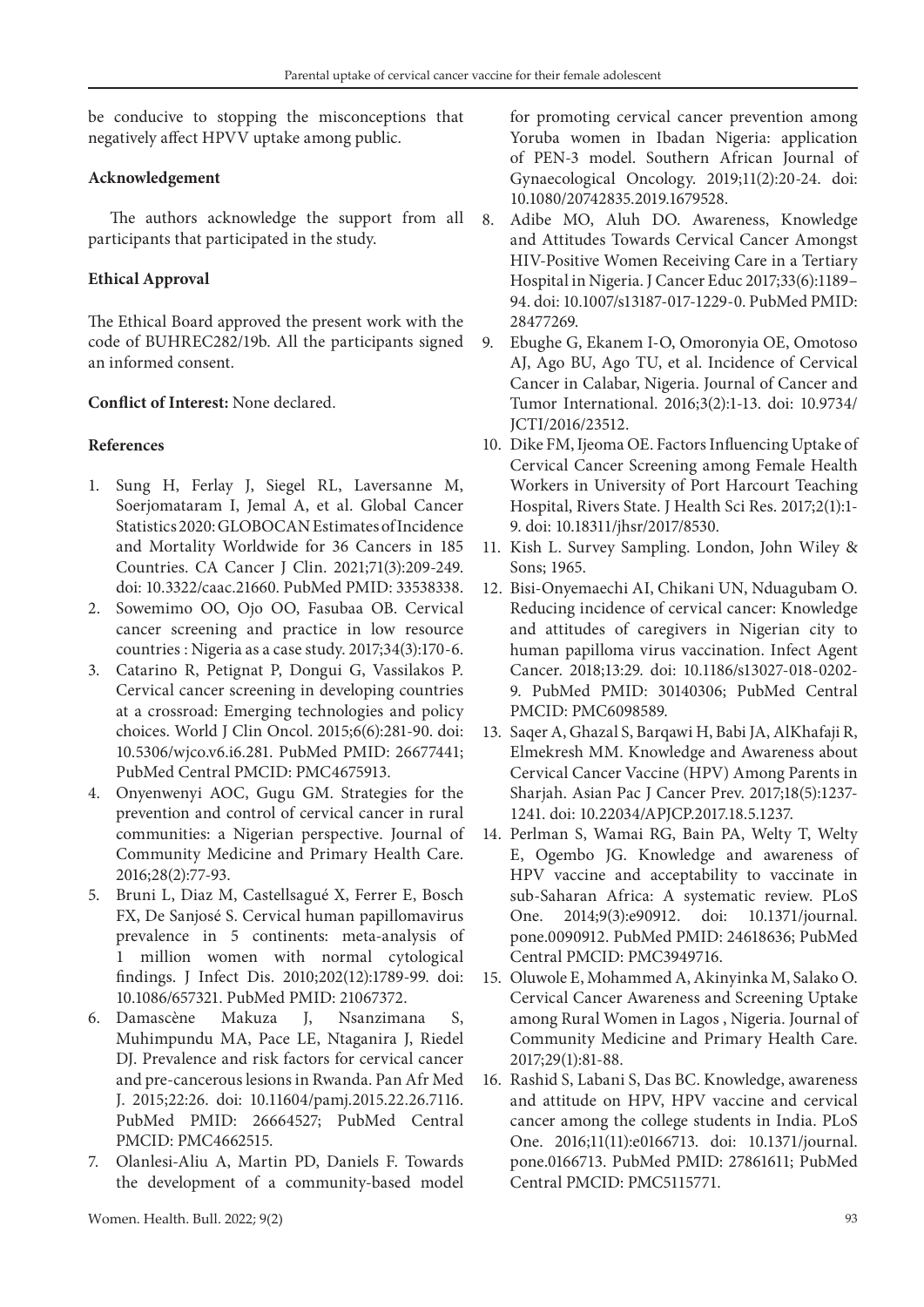be conducive to stopping the misconceptions that negatively affect HPVV uptake among public.

**Acknowledgement**

The authors acknowledge the support from all participants that participated in the study.

**Ethical Approval**

The Ethical Board approved the present work with the code of BUHREC282/19b. All the participants signed an informed consent.

**Conflict of Interest:** None declared.

**References**

1. Sung H, Ferlay J, Siegel RL, Laversanne M, Soerjomataram I, Jemal A, et al. Global Cancer Statistics 2020: GLOBOCAN Estimates of Incidence and Mortality Worldwide for 36 Cancers in 185 Countries. CA Cancer J Clin. 2021;71(3):209-249. doi: 10.3322/caac.21660. PubMed PMID: 33538338.
2. Sowemimo OO, Ojo OO, Fasubaa OB. Cervical cancer screening and practice in low resource countries : Nigeria as a case study. 2017;34(3):170-6.
3. Catarino R, Petignat P, Dongui G, Vassilakos P. Cervical cancer screening in developing countries at a crossroad: Emerging technologies and policy choices. World J Clin Oncol. 2015;6(6):281-90. doi: 10.5306/wjco.v6.i6.281. PubMed PMID: 26677441; PubMed Central PMCID: PMC4675913.
4. Onyenwenyi AOC, Gugu GM. Strategies for the prevention and control of cervical cancer in rural communities: a Nigerian perspective. Journal of Community Medicine and Primary Health Care. 2016;28(2):77-93.
5. Bruni L, Diaz M, Castellsagué X, Ferrer E, Bosch FX, De Sanjosé S. Cervical human papillomavirus prevalence in 5 continents: meta-analysis of 1 million women with normal cytological findings. J Infect Dis. 2010;202(12):1789-99. doi: 10.1086/657321. PubMed PMID: 21067372.
6. Damascène Makuza J, Nsanzimana S, Muhimpundu MA, Pace LE, Ntaganira J, Riedel DJ. Prevalence and risk factors for cervical cancer and pre-cancerous lesions in Rwanda. Pan Afr Med J. 2015;22:26. doi: 10.11604/pamj.2015.22.26.7116. PubMed PMID: 26664527; PubMed Central PMCID: PMC4662515.
7. Olanlesi-Aliu A, Martin PD, Daniels F. Towards the development of a community-based model for promoting cervical cancer prevention among Yoruba women in Ibadan Nigeria: application of PEN-3 model. Southern African Journal of Gynaecological Oncology. 2019;11(2):20-24. doi: 10.1080/20742835.2019.1679528.
8. Adibe MO, Aluh DO. Awareness, Knowledge and Attitudes Towards Cervical Cancer Amongst HIV-Positive Women Receiving Care in a Tertiary Hospital in Nigeria. J Cancer Educ 2017;33(6):1189–94. doi: 10.1007/s13187-017-1229-0. PubMed PMID: 28477269.
9. Ebughe G, Ekanem I-O, Omoronyia OE, Omotoso AJ, Ago BU, Ago TU, et al. Incidence of Cervical Cancer in Calabar, Nigeria. Journal of Cancer and Tumor International. 2016;3(2):1-13. doi: 10.9734/JCTI/2016/23512.
10. Dike FM, Ijeoma OE. Factors Influencing Uptake of Cervical Cancer Screening among Female Health Workers in University of Port Harcourt Teaching Hospital, Rivers State. J Health Sci Res. 2017;2(1):1-9. doi: 10.18311/jhsr/2017/8530.
11. Kish L. Survey Sampling. London, John Wiley & Sons; 1965.
12. Bisi-Onyemaechi AI, Chikani UN, Nduagubam O. Reducing incidence of cervical cancer: Knowledge and attitudes of caregivers in Nigerian city to human papilloma virus vaccination. Infect Agent Cancer. 2018;13:29. doi: 10.1186/s13027-018-0202-9. PubMed PMID: 30140306; PubMed Central PMCID: PMC6098589.
13. Saqer A, Ghazal S, Barqawi H, Babi JA, AlKhafaji R, Elmekresh MM. Knowledge and Awareness about Cervical Cancer Vaccine (HPV) Among Parents in Sharjah. Asian Pac J Cancer Prev. 2017;18(5):1237-1241. doi: 10.22034/APJCP.2017.18.5.1237.
14. Perlman S, Wamai RG, Bain PA, Welty T, Welty E, Ogembo JG. Knowledge and awareness of HPV vaccine and acceptability to vaccinate in sub-Saharan Africa: A systematic review. PLoS One. 2014;9(3):e90912. doi: 10.1371/journal.pone.0090912. PubMed PMID: 24618636; PubMed Central PMCID: PMC3949716.
15. Oluwole E, Mohammed A, Akinyinka M, Salako O. Cervical Cancer Awareness and Screening Uptake among Rural Women in Lagos , Nigeria. Journal of Community Medicine and Primary Health Care. 2017;29(1):81-88.
16. Rashid S, Labani S, Das BC. Knowledge, awareness and attitude on HPV, HPV vaccine and cervical cancer among the college students in India. PLoS One. 2016;11(11):e0166713. doi: 10.1371/journal.pone.0166713. PubMed PMID: 27861611; PubMed Central PMCID: PMC5115771.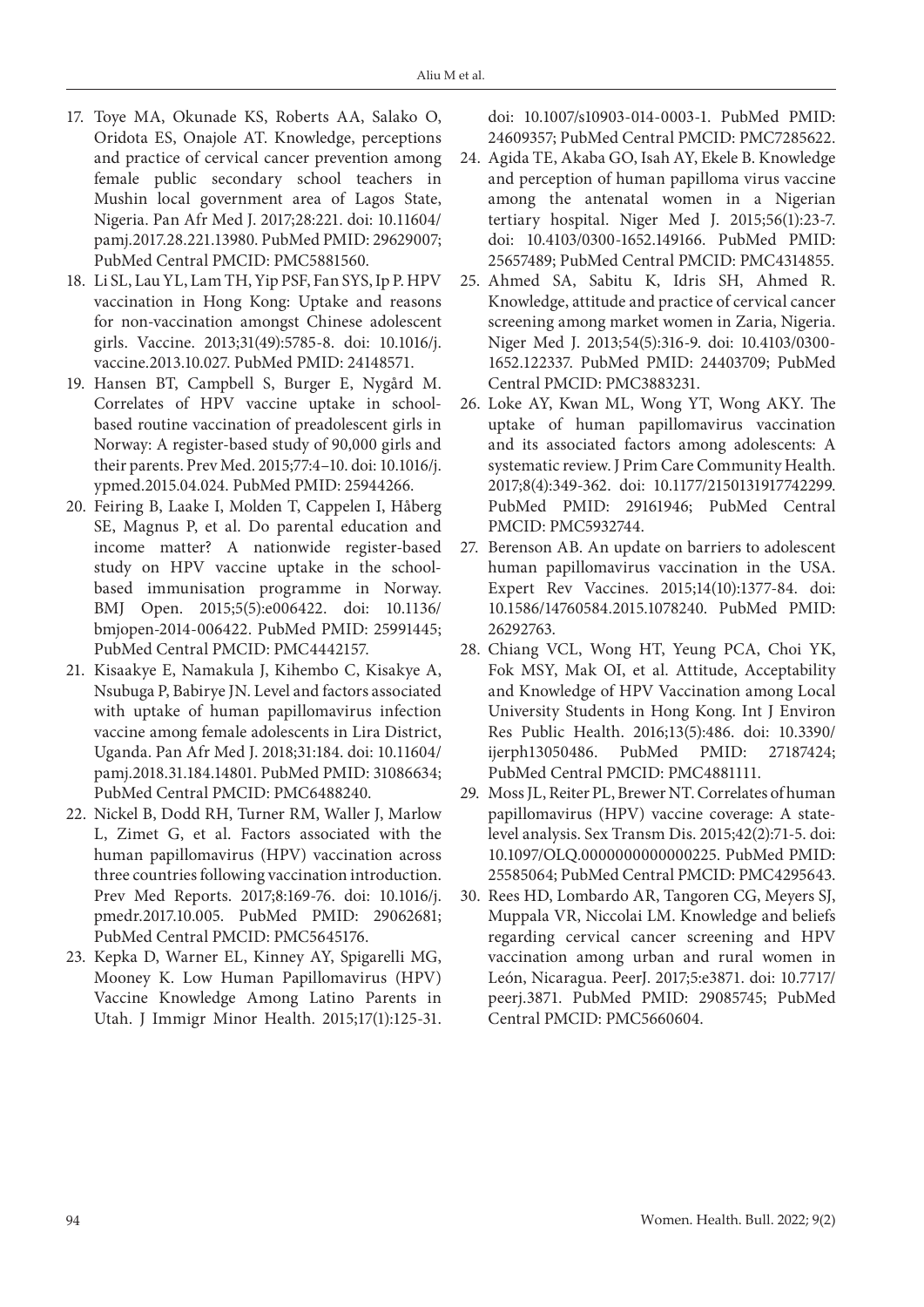17. Toye MA, Okunade KS, Roberts AA, Salako O, Oridota ES, Onajole AT. Knowledge, perceptions and practice of cervical cancer prevention among female public secondary school teachers in Mushin local government area of Lagos State, Nigeria. Pan Afr Med J. 2017;28:221. doi: 10.11604/pamj.2017.28.221.13980. PubMed PMID: 29629007; PubMed Central PMCID: PMC5881560.
18. Li SL, Lau YL, Lam TH, Yip PSF, Fan SYS, Ip P. HPV vaccination in Hong Kong: Uptake and reasons for non-vaccination amongst Chinese adolescent girls. Vaccine. 2013;31(49):5785-8. doi: 10.1016/j.vaccine.2013.10.027. PubMed PMID: 24148571.
19. Hansen BT, Campbell S, Burger E, Nygård M. Correlates of HPV vaccine uptake in school-based routine vaccination of preadolescent girls in Norway: A register-based study of 90,000 girls and their parents. Prev Med. 2015;77:4–10. doi: 10.1016/j.ypmed.2015.04.024. PubMed PMID: 25944266.
20. Feiring B, Laake I, Molden T, Cappelen I, Håberg SE, Magnus P, et al. Do parental education and income matter? A nationwide register-based study on HPV vaccine uptake in the school-based immunisation programme in Norway. BMJ Open. 2015;5(5):e006422. doi: 10.1136/bmjopen-2014-006422. PubMed PMID: 25991445; PubMed Central PMCID: PMC4442157.
21. Kisaakye E, Namakula J, Kihembo C, Kisakye A, Nsubuga P, Babirye JN. Level and factors associated with uptake of human papillomavirus infection vaccine among female adolescents in Lira District, Uganda. Pan Afr Med J. 2018;31:184. doi: 10.11604/pamj.2018.31.184.14801. PubMed PMID: 31086634; PubMed Central PMCID: PMC6488240.
22. Nickel B, Dodd RH, Turner RM, Waller J, Marlow L, Zimet G, et al. Factors associated with the human papillomavirus (HPV) vaccination across three countries following vaccination introduction. Prev Med Reports. 2017;8:169-76. doi: 10.1016/j.pmedr.2017.10.005. PubMed PMID: 29062681; PubMed Central PMCID: PMC5645176.
23. Kepka D, Warner EL, Kinney AY, Spigarelli MG, Mooney K. Low Human Papillomavirus (HPV) Vaccine Knowledge Among Latino Parents in Utah. J Immigr Minor Health. 2015;17(1):125-31. doi: 10.1007/s10903-014-0003-1. PubMed PMID: 24609357; PubMed Central PMCID: PMC7285622.
24. Agida TE, Akaba GO, Isah AY, Ekele B. Knowledge and perception of human papilloma virus vaccine among the antenatal women in a Nigerian tertiary hospital. Niger Med J. 2015;56(1):23-7. doi: 10.4103/0300-1652.149166. PubMed PMID: 25657489; PubMed Central PMCID: PMC4314855.
25. Ahmed SA, Sabitu K, Idris SH, Ahmed R. Knowledge, attitude and practice of cervical cancer screening among market women in Zaria, Nigeria. Niger Med J. 2013;54(5):316-9. doi: 10.4103/0300-1652.122337. PubMed PMID: 24403709; PubMed Central PMCID: PMC3883231.
26. Loke AY, Kwan ML, Wong YT, Wong AKY. The uptake of human papillomavirus vaccination and its associated factors among adolescents: A systematic review. J Prim Care Community Health. 2017;8(4):349-362. doi: 10.1177/2150131917742299. PubMed PMID: 29161946; PubMed Central PMCID: PMC5932744.
27. Berenson AB. An update on barriers to adolescent human papillomavirus vaccination in the USA. Expert Rev Vaccines. 2015;14(10):1377-84. doi: 10.1586/14760584.2015.1078240. PubMed PMID: 26292763.
28. Chiang VCL, Wong HT, Yeung PCA, Choi YK, Fok MSY, Mak OI, et al. Attitude, Acceptability and Knowledge of HPV Vaccination among Local University Students in Hong Kong. Int J Environ Res Public Health. 2016;13(5):486. doi: 10.3390/ijerph13050486. PubMed PMID: 27187424; PubMed Central PMCID: PMC4881111.
29. Moss JL, Reiter PL, Brewer NT. Correlates of human papillomavirus (HPV) vaccine coverage: A state-level analysis. Sex Transm Dis. 2015;42(2):71-5. doi: 10.1097/OLQ.0000000000000225. PubMed PMID: 25585064; PubMed Central PMCID: PMC4295643.
30. Rees HD, Lombardo AR, Tangoren CG, Meyers SJ, Muppala VR, Niccolai LM. Knowledge and beliefs regarding cervical cancer screening and HPV vaccination among urban and rural women in León, Nicaragua. PeerJ. 2017;5:e3871. doi: 10.7717/peerj.3871. PubMed PMID: 29085745; PubMed Central PMCID: PMC5660604.